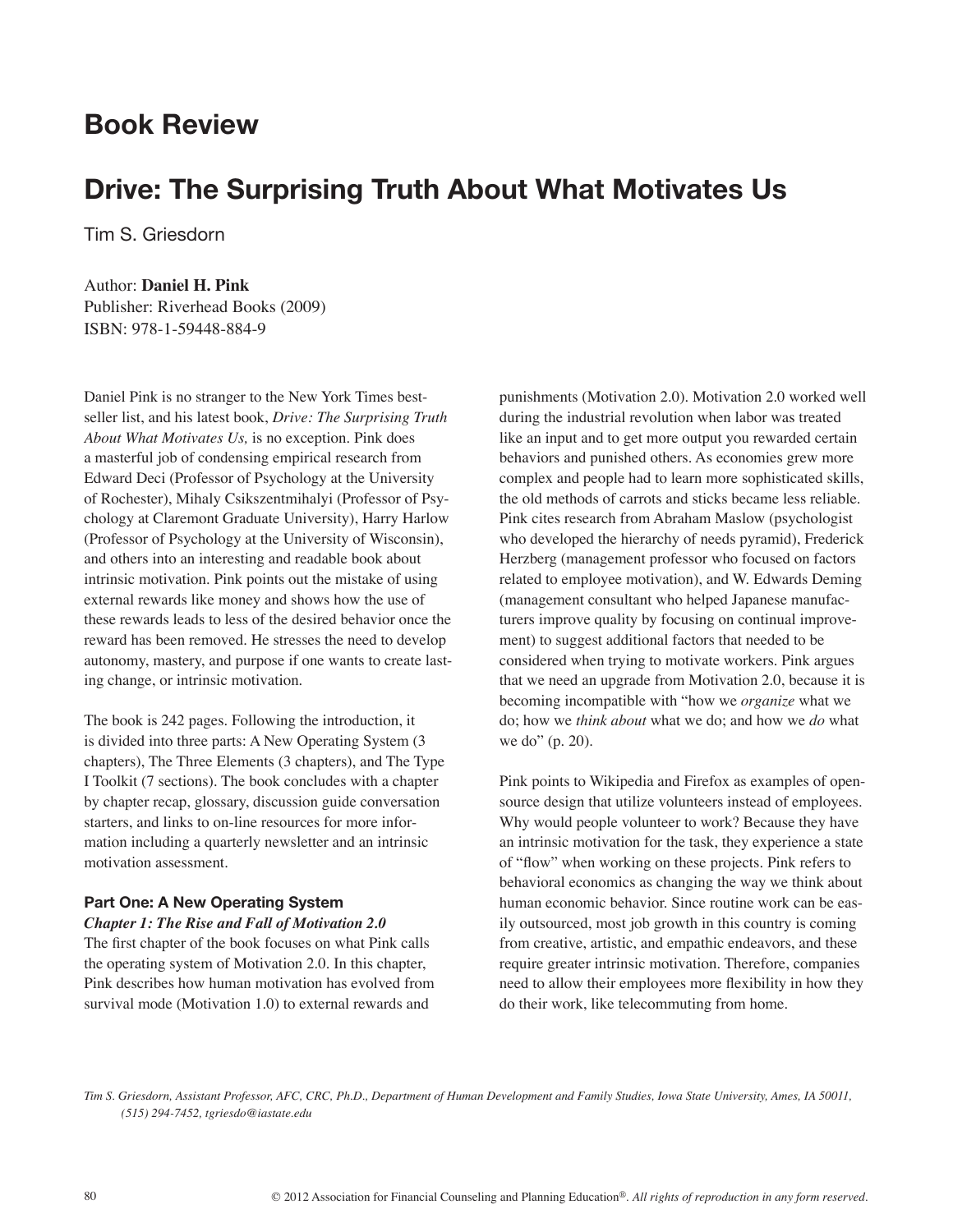# Book Review

## Drive: The Surprising Truth About What Motivates Us

Tim S. Griesdorn

Author: **Daniel H. Pink**
Publisher: Riverhead Books (2009)
ISBN: 978-1-59448-884-9

Daniel Pink is no stranger to the New York Times bestseller list, and his latest book, *Drive: The Surprising Truth About What Motivates Us,* is no exception. Pink does a masterful job of condensing empirical research from Edward Deci (Professor of Psychology at the University of Rochester), Mihaly Csikszentmihalyi (Professor of Psychology at Claremont Graduate University), Harry Harlow (Professor of Psychology at the University of Wisconsin), and others into an interesting and readable book about intrinsic motivation. Pink points out the mistake of using external rewards like money and shows how the use of these rewards leads to less of the desired behavior once the reward has been removed. He stresses the need to develop autonomy, mastery, and purpose if one wants to create lasting change, or intrinsic motivation.

The book is 242 pages. Following the introduction, it is divided into three parts: A New Operating System (3 chapters), The Three Elements (3 chapters), and The Type I Toolkit (7 sections). The book concludes with a chapter by chapter recap, glossary, discussion guide conversation starters, and links to on-line resources for more information including a quarterly newsletter and an intrinsic motivation assessment.

### Part One: A New Operating System

#### *Chapter 1: The Rise and Fall of Motivation 2.0*

The first chapter of the book focuses on what Pink calls the operating system of Motivation 2.0. In this chapter, Pink describes how human motivation has evolved from survival mode (Motivation 1.0) to external rewards and punishments (Motivation 2.0). Motivation 2.0 worked well during the industrial revolution when labor was treated like an input and to get more output you rewarded certain behaviors and punished others. As economies grew more complex and people had to learn more sophisticated skills, the old methods of carrots and sticks became less reliable. Pink cites research from Abraham Maslow (psychologist who developed the hierarchy of needs pyramid), Frederick Herzberg (management professor who focused on factors related to employee motivation), and W. Edwards Deming (management consultant who helped Japanese manufacturers improve quality by focusing on continual improvement) to suggest additional factors that needed to be considered when trying to motivate workers. Pink argues that we need an upgrade from Motivation 2.0, because it is becoming incompatible with "how we *organize* what we do; how we *think about* what we do; and how we *do* what we do" (p. 20).

Pink points to Wikipedia and Firefox as examples of open-source design that utilize volunteers instead of employees. Why would people volunteer to work? Because they have an intrinsic motivation for the task, they experience a state of "flow" when working on these projects. Pink refers to behavioral economics as changing the way we think about human economic behavior. Since routine work can be easily outsourced, most job growth in this country is coming from creative, artistic, and empathic endeavors, and these require greater intrinsic motivation. Therefore, companies need to allow their employees more flexibility in how they do their work, like telecommuting from home.

*Tim S. Griesdorn, Assistant Professor, AFC, CRC, Ph.D., Department of Human Development and Family Studies, Iowa State University, Ames, IA 50011, (515) 294-7452, tgriesdo@iastate.edu*

© 2012 Association for Financial Counseling and Planning Education®. *All rights of reproduction in any form reserved.*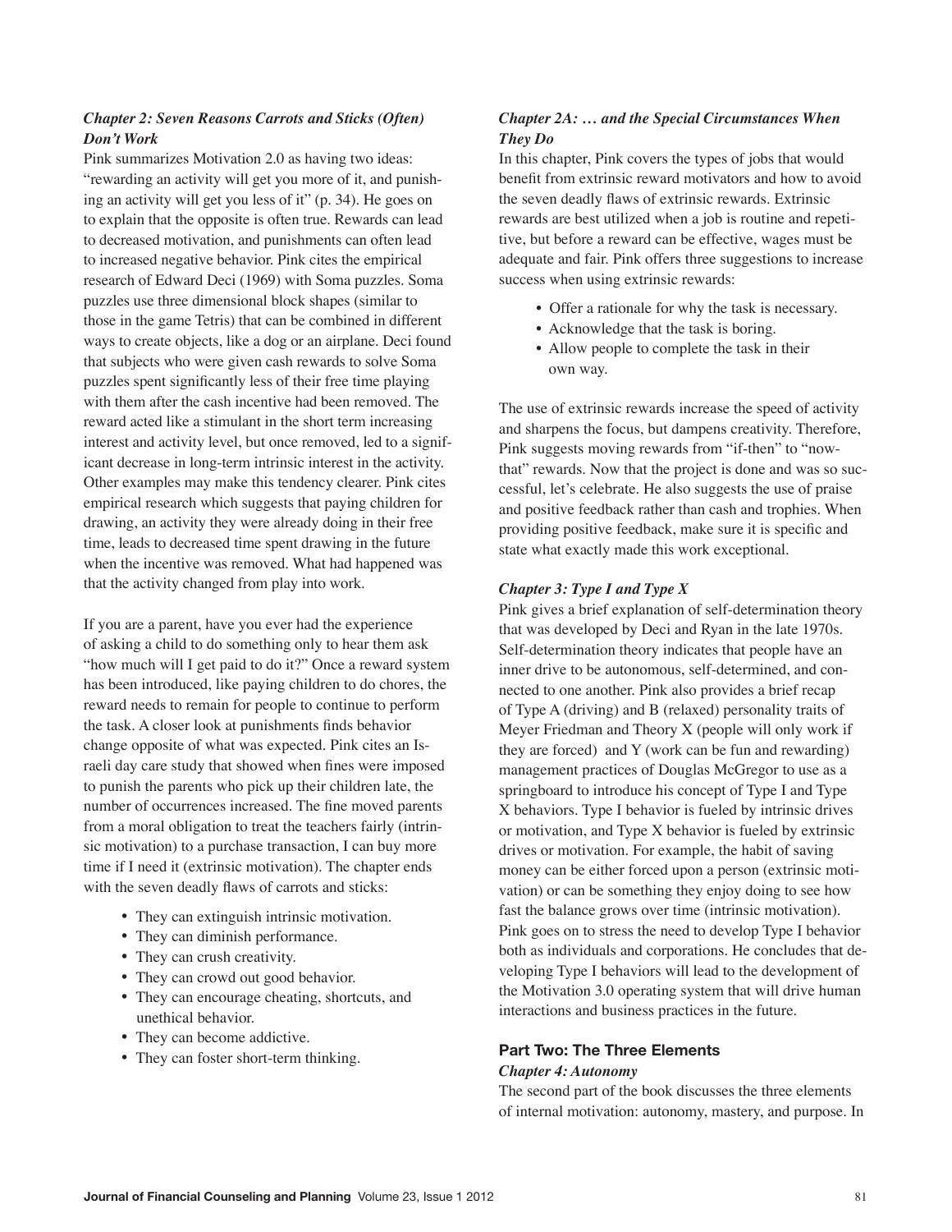### *Chapter 2: Seven Reasons Carrots and Sticks (Often) Don't Work*

Pink summarizes Motivation 2.0 as having two ideas: "rewarding an activity will get you more of it, and punishing an activity will get you less of it" (p. 34). He goes on to explain that the opposite is often true. Rewards can lead to decreased motivation, and punishments can often lead to increased negative behavior. Pink cites the empirical research of Edward Deci (1969) with Soma puzzles. Soma puzzles use three dimensional block shapes (similar to those in the game Tetris) that can be combined in different ways to create objects, like a dog or an airplane. Deci found that subjects who were given cash rewards to solve Soma puzzles spent significantly less of their free time playing with them after the cash incentive had been removed. The reward acted like a stimulant in the short term increasing interest and activity level, but once removed, led to a significant decrease in long-term intrinsic interest in the activity. Other examples may make this tendency clearer. Pink cites empirical research which suggests that paying children for drawing, an activity they were already doing in their free time, leads to decreased time spent drawing in the future when the incentive was removed. What had happened was that the activity changed from play into work.

If you are a parent, have you ever had the experience of asking a child to do something only to hear them ask "how much will I get paid to do it?" Once a reward system has been introduced, like paying children to do chores, the reward needs to remain for people to continue to perform the task. A closer look at punishments finds behavior change opposite of what was expected. Pink cites an Israeli day care study that showed when fines were imposed to punish the parents who pick up their children late, the number of occurrences increased. The fine moved parents from a moral obligation to treat the teachers fairly (intrinsic motivation) to a purchase transaction, I can buy more time if I need it (extrinsic motivation). The chapter ends with the seven deadly flaws of carrots and sticks:

- They can extinguish intrinsic motivation.
- They can diminish performance.
- They can crush creativity.
- They can crowd out good behavior.
- They can encourage cheating, shortcuts, and unethical behavior.
- They can become addictive.
- They can foster short-term thinking.

### *Chapter 2A: … and the Special Circumstances When They Do*

In this chapter, Pink covers the types of jobs that would benefit from extrinsic reward motivators and how to avoid the seven deadly flaws of extrinsic rewards. Extrinsic rewards are best utilized when a job is routine and repetitive, but before a reward can be effective, wages must be adequate and fair. Pink offers three suggestions to increase success when using extrinsic rewards:

- Offer a rationale for why the task is necessary.
- Acknowledge that the task is boring.
- Allow people to complete the task in their own way.

The use of extrinsic rewards increase the speed of activity and sharpens the focus, but dampens creativity. Therefore, Pink suggests moving rewards from "if-then" to "now-that" rewards. Now that the project is done and was so successful, let's celebrate. He also suggests the use of praise and positive feedback rather than cash and trophies. When providing positive feedback, make sure it is specific and state what exactly made this work exceptional.

### *Chapter 3: Type I and Type X*

Pink gives a brief explanation of self-determination theory that was developed by Deci and Ryan in the late 1970s. Self-determination theory indicates that people have an inner drive to be autonomous, self-determined, and connected to one another. Pink also provides a brief recap of Type A (driving) and B (relaxed) personality traits of Meyer Friedman and Theory X (people will only work if they are forced) and Y (work can be fun and rewarding) management practices of Douglas McGregor to use as a springboard to introduce his concept of Type I and Type X behaviors. Type I behavior is fueled by intrinsic drives or motivation, and Type X behavior is fueled by extrinsic drives or motivation. For example, the habit of saving money can be either forced upon a person (extrinsic motivation) or can be something they enjoy doing to see how fast the balance grows over time (intrinsic motivation). Pink goes on to stress the need to develop Type I behavior both as individuals and corporations. He concludes that developing Type I behaviors will lead to the development of the Motivation 3.0 operating system that will drive human interactions and business practices in the future.

## Part Two: The Three Elements

### *Chapter 4: Autonomy*

The second part of the book discusses the three elements of internal motivation: autonomy, mastery, and purpose. In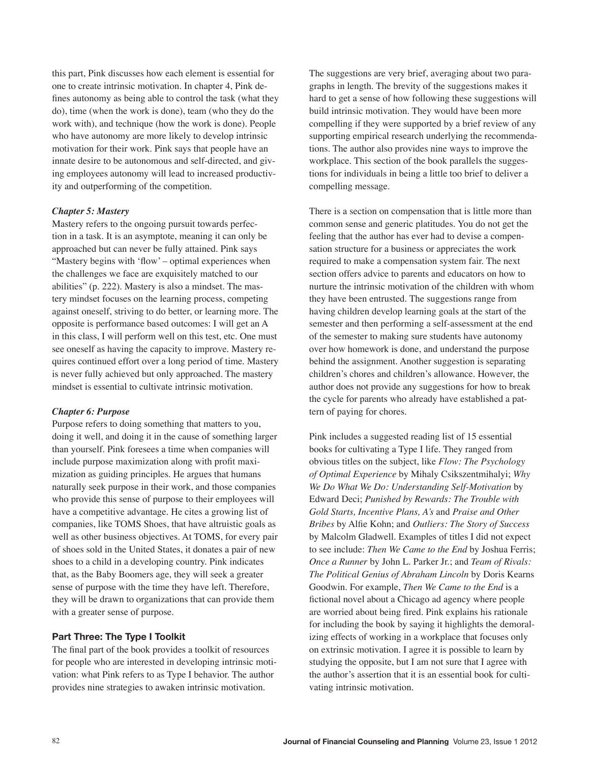this part, Pink discusses how each element is essential for one to create intrinsic motivation. In chapter 4, Pink defines autonomy as being able to control the task (what they do), time (when the work is done), team (who they do the work with), and technique (how the work is done). People who have autonomy are more likely to develop intrinsic motivation for their work. Pink says that people have an innate desire to be autonomous and self-directed, and giving employees autonomy will lead to increased productivity and outperforming of the competition.

### *Chapter 5: Mastery*

Mastery refers to the ongoing pursuit towards perfection in a task. It is an asymptote, meaning it can only be approached but can never be fully attained. Pink says "Mastery begins with 'flow' – optimal experiences when the challenges we face are exquisitely matched to our abilities" (p. 222). Mastery is also a mindset. The mastery mindset focuses on the learning process, competing against oneself, striving to do better, or learning more. The opposite is performance based outcomes: I will get an A in this class, I will perform well on this test, etc. One must see oneself as having the capacity to improve. Mastery requires continued effort over a long period of time. Mastery is never fully achieved but only approached. The mastery mindset is essential to cultivate intrinsic motivation.

### *Chapter 6: Purpose*

Purpose refers to doing something that matters to you, doing it well, and doing it in the cause of something larger than yourself. Pink foresees a time when companies will include purpose maximization along with profit maximization as guiding principles. He argues that humans naturally seek purpose in their work, and those companies who provide this sense of purpose to their employees will have a competitive advantage. He cites a growing list of companies, like TOMS Shoes, that have altruistic goals as well as other business objectives. At TOMS, for every pair of shoes sold in the United States, it donates a pair of new shoes to a child in a developing country. Pink indicates that, as the Baby Boomers age, they will seek a greater sense of purpose with the time they have left. Therefore, they will be drawn to organizations that can provide them with a greater sense of purpose.

## Part Three: The Type I Toolkit

The final part of the book provides a toolkit of resources for people who are interested in developing intrinsic motivation: what Pink refers to as Type I behavior. The author provides nine strategies to awaken intrinsic motivation. The suggestions are very brief, averaging about two paragraphs in length. The brevity of the suggestions makes it hard to get a sense of how following these suggestions will build intrinsic motivation. They would have been more compelling if they were supported by a brief review of any supporting empirical research underlying the recommendations. The author also provides nine ways to improve the workplace. This section of the book parallels the suggestions for individuals in being a little too brief to deliver a compelling message.

There is a section on compensation that is little more than common sense and generic platitudes. You do not get the feeling that the author has ever had to devise a compensation structure for a business or appreciates the work required to make a compensation system fair. The next section offers advice to parents and educators on how to nurture the intrinsic motivation of the children with whom they have been entrusted. The suggestions range from having children develop learning goals at the start of the semester and then performing a self-assessment at the end of the semester to making sure students have autonomy over how homework is done, and understand the purpose behind the assignment. Another suggestion is separating children's chores and children's allowance. However, the author does not provide any suggestions for how to break the cycle for parents who already have established a pattern of paying for chores.

Pink includes a suggested reading list of 15 essential books for cultivating a Type I life. They ranged from obvious titles on the subject, like *Flow: The Psychology of Optimal Experience* by Mihaly Csikszentmihalyi; *Why We Do What We Do: Understanding Self-Motivation* by Edward Deci; *Punished by Rewards: The Trouble with Gold Starts, Incentive Plans, A's* and *Praise and Other Bribes* by Alfie Kohn; and *Outliers: The Story of Success* by Malcolm Gladwell. Examples of titles I did not expect to see include: *Then We Came to the End* by Joshua Ferris; *Once a Runner* by John L. Parker Jr.; and *Team of Rivals: The Political Genius of Abraham Lincoln* by Doris Kearns Goodwin. For example, *Then We Came to the End* is a fictional novel about a Chicago ad agency where people are worried about being fired. Pink explains his rationale for including the book by saying it highlights the demoralizing effects of working in a workplace that focuses only on extrinsic motivation. I agree it is possible to learn by studying the opposite, but I am not sure that I agree with the author's assertion that it is an essential book for cultivating intrinsic motivation.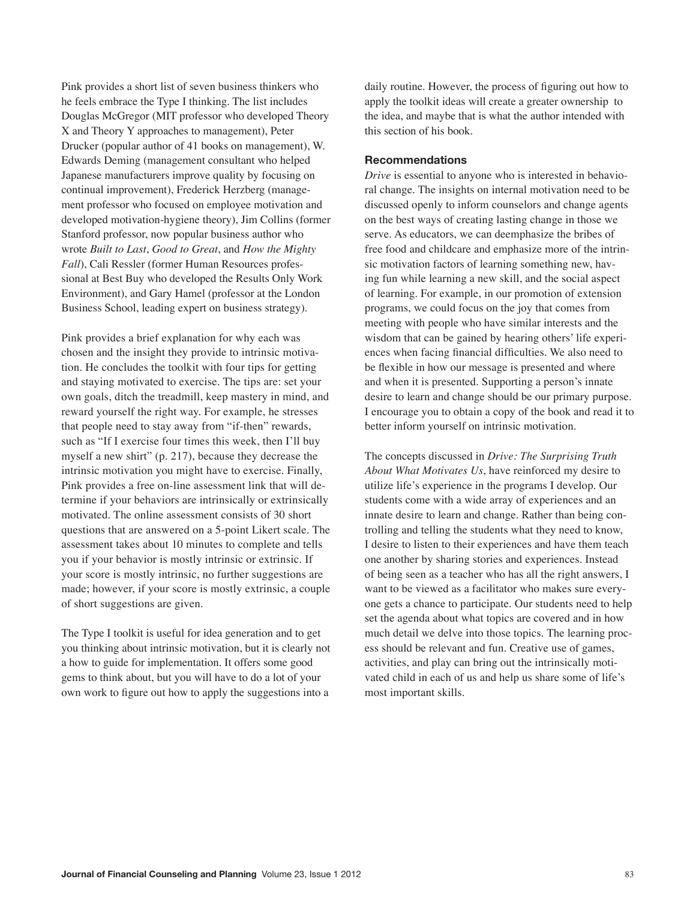Pink provides a short list of seven business thinkers who he feels embrace the Type I thinking. The list includes Douglas McGregor (MIT professor who developed Theory X and Theory Y approaches to management), Peter Drucker (popular author of 41 books on management), W. Edwards Deming (management consultant who helped Japanese manufacturers improve quality by focusing on continual improvement), Frederick Herzberg (management professor who focused on employee motivation and developed motivation-hygiene theory), Jim Collins (former Stanford professor, now popular business author who wrote *Built to Last*, *Good to Great*, and *How the Mighty Fall*), Cali Ressler (former Human Resources professional at Best Buy who developed the Results Only Work Environment), and Gary Hamel (professor at the London Business School, leading expert on business strategy).

Pink provides a brief explanation for why each was chosen and the insight they provide to intrinsic motivation. He concludes the toolkit with four tips for getting and staying motivated to exercise. The tips are: set your own goals, ditch the treadmill, keep mastery in mind, and reward yourself the right way. For example, he stresses that people need to stay away from "if-then" rewards, such as "If I exercise four times this week, then I'll buy myself a new shirt" (p. 217), because they decrease the intrinsic motivation you might have to exercise. Finally, Pink provides a free on-line assessment link that will determine if your behaviors are intrinsically or extrinsically motivated. The online assessment consists of 30 short questions that are answered on a 5-point Likert scale. The assessment takes about 10 minutes to complete and tells you if your behavior is mostly intrinsic or extrinsic. If your score is mostly intrinsic, no further suggestions are made; however, if your score is mostly extrinsic, a couple of short suggestions are given.

The Type I toolkit is useful for idea generation and to get you thinking about intrinsic motivation, but it is clearly not a how to guide for implementation. It offers some good gems to think about, but you will have to do a lot of your own work to figure out how to apply the suggestions into a daily routine. However, the process of figuring out how to apply the toolkit ideas will create a greater ownership to the idea, and maybe that is what the author intended with this section of his book.

### Recommendations

*Drive* is essential to anyone who is interested in behavioral change. The insights on internal motivation need to be discussed openly to inform counselors and change agents on the best ways of creating lasting change in those we serve. As educators, we can deemphasize the bribes of free food and childcare and emphasize more of the intrinsic motivation factors of learning something new, having fun while learning a new skill, and the social aspect of learning. For example, in our promotion of extension programs, we could focus on the joy that comes from meeting with people who have similar interests and the wisdom that can be gained by hearing others' life experiences when facing financial difficulties. We also need to be flexible in how our message is presented and where and when it is presented. Supporting a person's innate desire to learn and change should be our primary purpose. I encourage you to obtain a copy of the book and read it to better inform yourself on intrinsic motivation.

The concepts discussed in *Drive: The Surprising Truth About What Motivates Us*, have reinforced my desire to utilize life's experience in the programs I develop. Our students come with a wide array of experiences and an innate desire to learn and change. Rather than being controlling and telling the students what they need to know, I desire to listen to their experiences and have them teach one another by sharing stories and experiences. Instead of being seen as a teacher who has all the right answers, I want to be viewed as a facilitator who makes sure everyone gets a chance to participate. Our students need to help set the agenda about what topics are covered and in how much detail we delve into those topics. The learning process should be relevant and fun. Creative use of games, activities, and play can bring out the intrinsically motivated child in each of us and help us share some of life's most important skills.